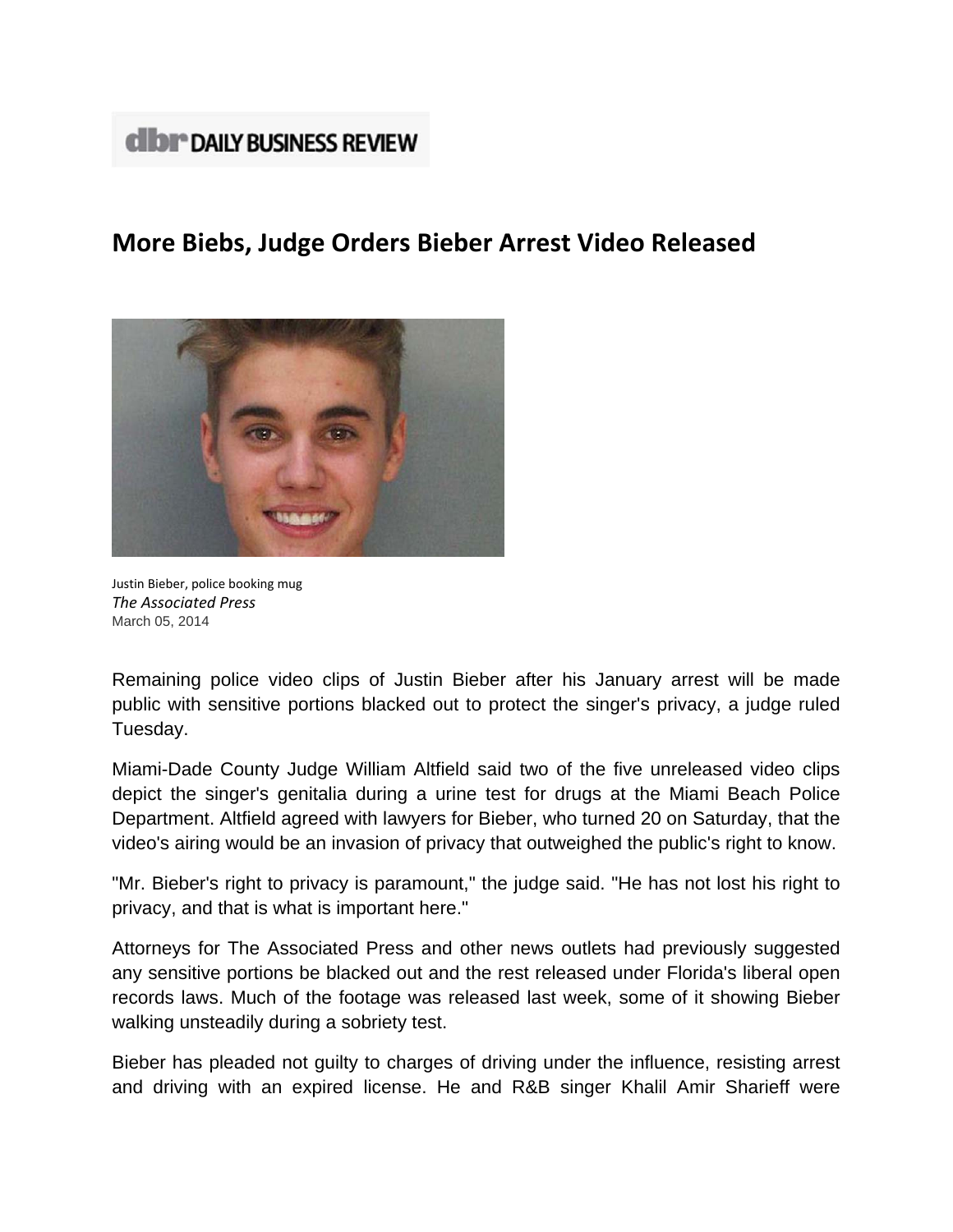**dbr DAILY BUSINESS REVIEW**

# More Biebs, Judge Orders Bieber Arrest Video Released

Justin Bieber, police booking mug

*The Associated Press*

March 05, 2014

Remaining police video clips of Justin Bieber after his January arrest will be made public with sensitive portions blacked out to protect the singer's privacy, a judge ruled Tuesday.

Miami-Dade County Judge William Altfield said two of the five unreleased video clips depict the singer's genitalia during a urine test for drugs at the Miami Beach Police Department. Altfield agreed with lawyers for Bieber, who turned 20 on Saturday, that the video's airing would be an invasion of privacy that outweighed the public's right to know.

"Mr. Bieber's right to privacy is paramount," the judge said. "He has not lost his right to privacy, and that is what is important here."

Attorneys for The Associated Press and other news outlets had previously suggested any sensitive portions be blacked out and the rest released under Florida's liberal open records laws. Much of the footage was released last week, some of it showing Bieber walking unsteadily during a sobriety test.

Bieber has pleaded not guilty to charges of driving under the influence, resisting arrest and driving with an expired license. He and R&B singer Khalil Amir Sharieff were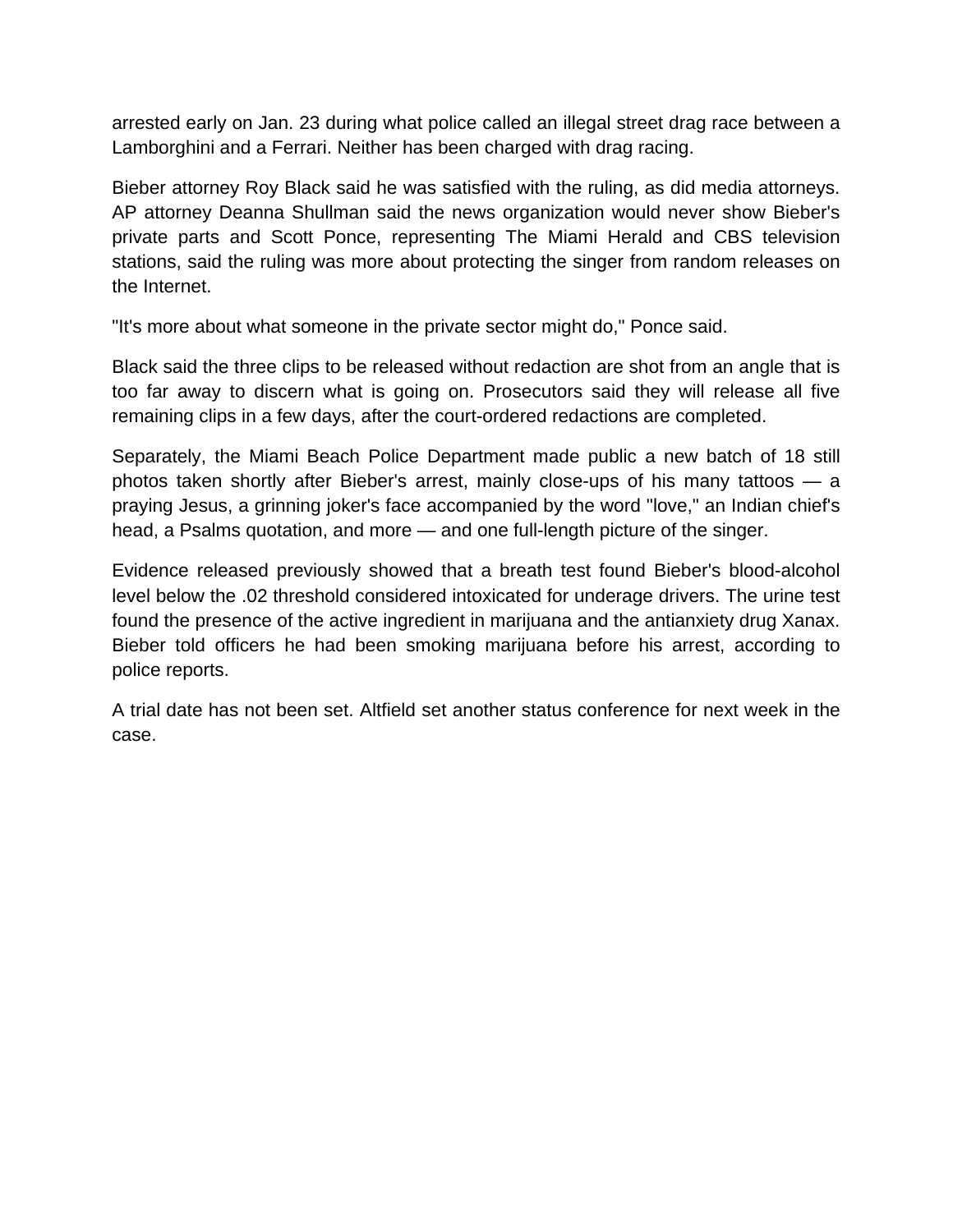arrested early on Jan. 23 during what police called an illegal street drag race between a Lamborghini and a Ferrari. Neither has been charged with drag racing.

Bieber attorney Roy Black said he was satisfied with the ruling, as did media attorneys. AP attorney Deanna Shullman said the news organization would never show Bieber's private parts and Scott Ponce, representing The Miami Herald and CBS television stations, said the ruling was more about protecting the singer from random releases on the Internet.

"It's more about what someone in the private sector might do," Ponce said.

Black said the three clips to be released without redaction are shot from an angle that is too far away to discern what is going on. Prosecutors said they will release all five remaining clips in a few days, after the court-ordered redactions are completed.

Separately, the Miami Beach Police Department made public a new batch of 18 still photos taken shortly after Bieber's arrest, mainly close-ups of his many tattoos — a praying Jesus, a grinning joker's face accompanied by the word "love," an Indian chief's head, a Psalms quotation, and more — and one full-length picture of the singer.

Evidence released previously showed that a breath test found Bieber's blood-alcohol level below the .02 threshold considered intoxicated for underage drivers. The urine test found the presence of the active ingredient in marijuana and the antianxiety drug Xanax. Bieber told officers he had been smoking marijuana before his arrest, according to police reports.

A trial date has not been set. Altfield set another status conference for next week in the case.